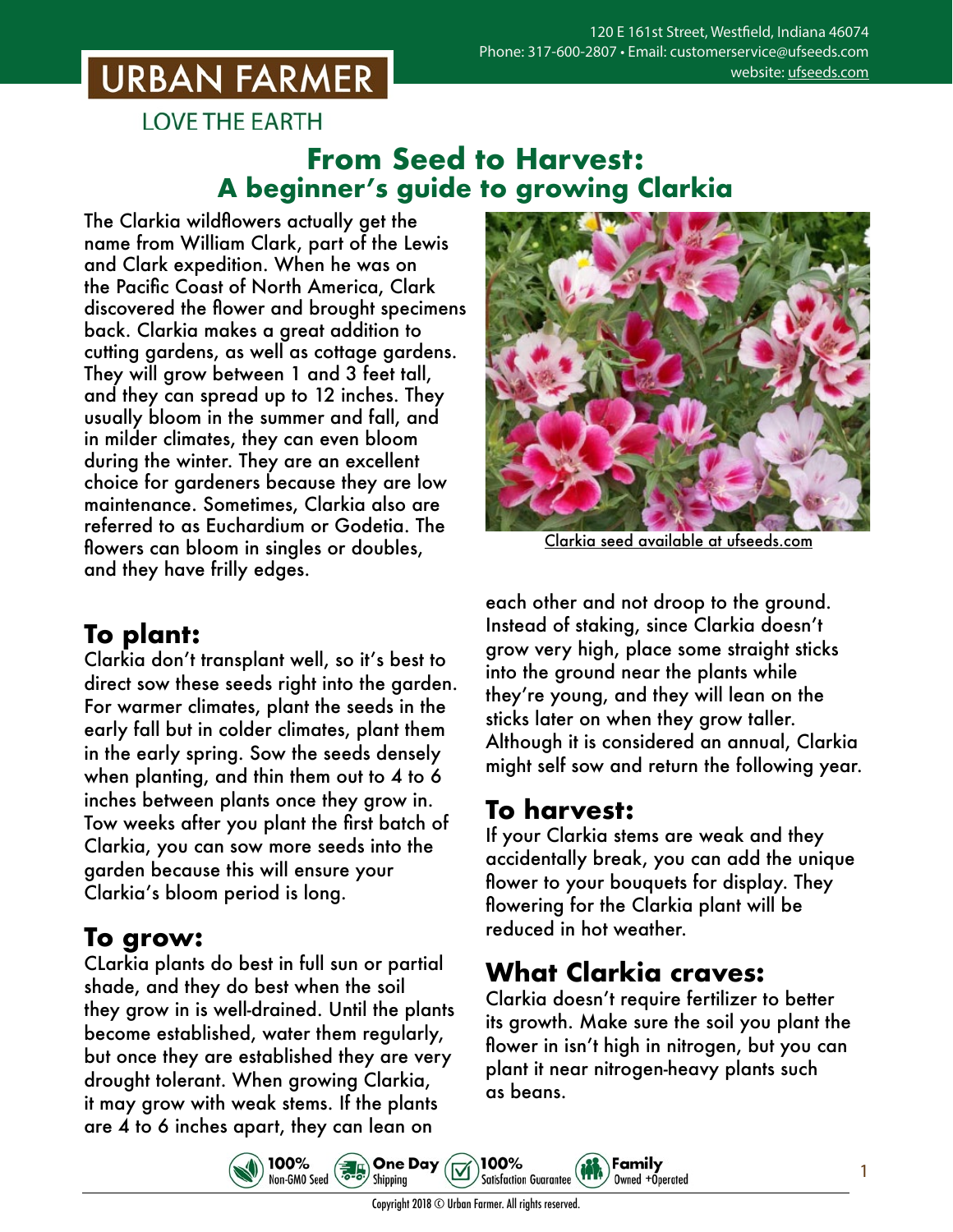URBAN FARMER

LOVE THE EARTH

120 E 161st Street, Westfield, Indiana 46074
Phone: 317-600-2807 • Email: customerservice@ufseeds.com
website: ufseeds.com

# From Seed to Harvest: A beginner's guide to growing Clarkia

The Clarkia wildflowers actually get the name from William Clark, part of the Lewis and Clark expedition. When he was on the Pacific Coast of North America, Clark discovered the flower and brought specimens back. Clarkia makes a great addition to cutting gardens, as well as cottage gardens. They will grow between 1 and 3 feet tall, and they can spread up to 12 inches. They usually bloom in the summer and fall, and in milder climates, they can even bloom during the winter. They are an excellent choice for gardeners because they are low maintenance. Sometimes, Clarkia also are referred to as Euchardium or Godetia. The flowers can bloom in singles or doubles, and they have frilly edges.

Clarkia seed available at ufseeds.com

## To plant:

Clarkia don't transplant well, so it's best to direct sow these seeds right into the garden. For warmer climates, plant the seeds in the early fall but in colder climates, plant them in the early spring. Sow the seeds densely when planting, and thin them out to 4 to 6 inches between plants once they grow in. Tow weeks after you plant the first batch of Clarkia, you can sow more seeds into the garden because this will ensure your Clarkia's bloom period is long.

## To grow:

CLarkia plants do best in full sun or partial shade, and they do best when the soil they grow in is well-drained. Until the plants become established, water them regularly, but once they are established they are very drought tolerant. When growing Clarkia, it may grow with weak stems. If the plants are 4 to 6 inches apart, they can lean on each other and not droop to the ground. Instead of staking, since Clarkia doesn't grow very high, place some straight sticks into the ground near the plants while they're young, and they will lean on the sticks later on when they grow taller. Although it is considered an annual, Clarkia might self sow and return the following year.

## To harvest:

If your Clarkia stems are weak and they accidentally break, you can add the unique flower to your bouquets for display. They flowering for the Clarkia plant will be reduced in hot weather.

## What Clarkia craves:

Clarkia doesn't require fertilizer to better its growth. Make sure the soil you plant the flower in isn't high in nitrogen, but you can plant it near nitrogen-heavy plants such as beans.

100% Non-GMO Seed • One Day Shipping • 100% Satisfaction Guarantee • Family Owned +Operated

Copyright 2018 © Urban Farmer. All rights reserved.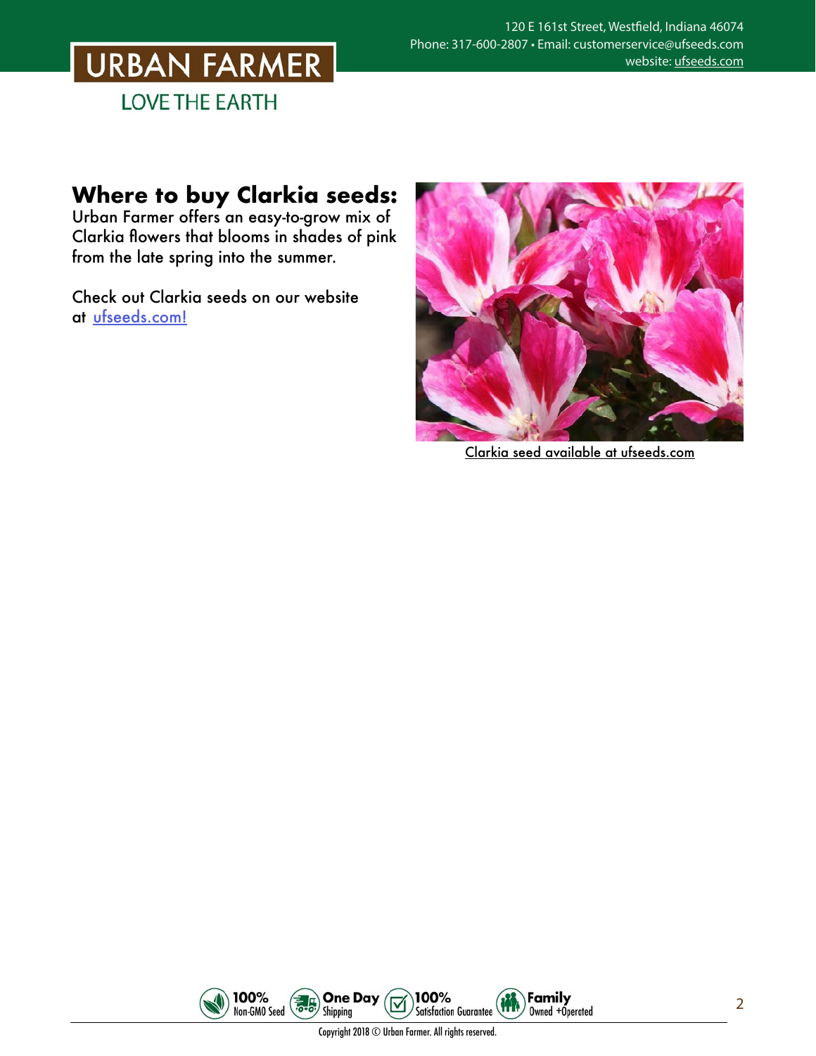## Where to buy Clarkia seeds:

Urban Farmer offers an easy-to-grow mix of Clarkia flowers that blooms in shades of pink from the late spring into the summer.

Check out Clarkia seeds on our website at ufseeds.com!

Clarkia seed available at ufseeds.com